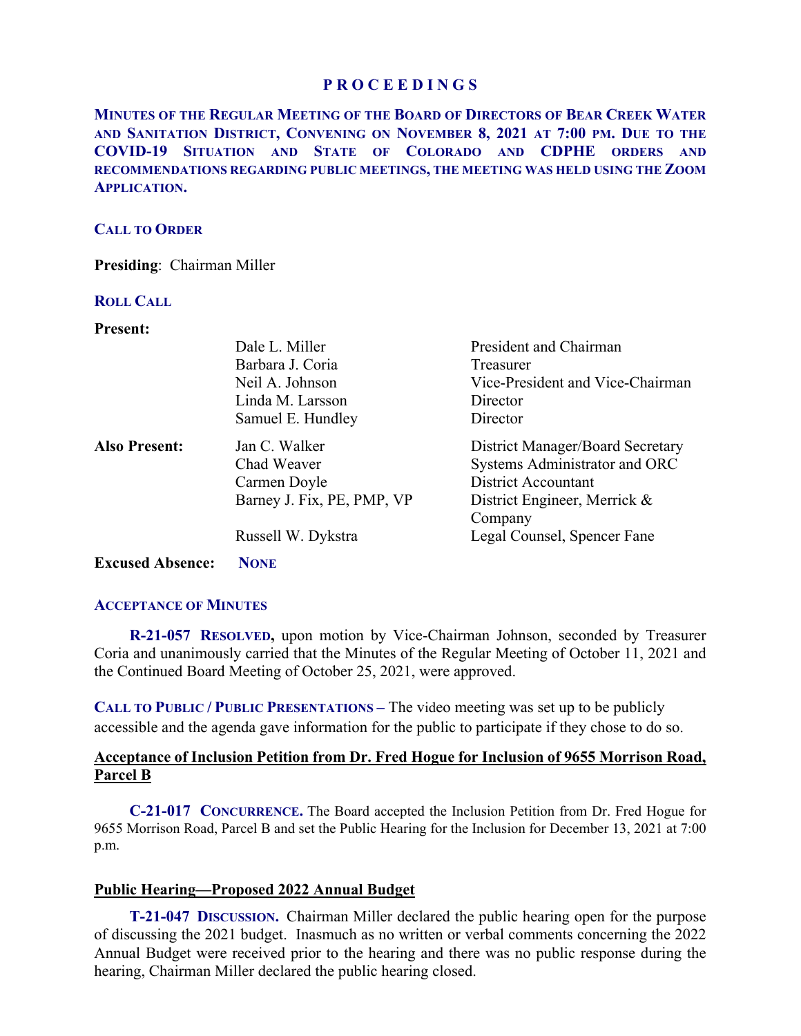# PROCEEDINGS

**MINUTES OF THE REGULAR MEETING OF THE BOARD OF DIRECTORS OF BEAR CREEK WATER AND SANITATION DISTRICT, CONVENING ON NOVEMBER 8, 2021 AT 7:00 PM. DUE TO THE COVID-19 SITUATION AND STATE OF COLORADO AND CDPHE ORDERS AND RECOMMENDATIONS REGARDING PUBLIC MEETINGS, THE MEETING WAS HELD USING THE ZOOM APPLICATION.**

## CALL TO ORDER

**Presiding**: Chairman Miller

## ROLL CALL

| **Present:** | | |
|---|---|---|
| | Dale L. Miller | President and Chairman |
| | Barbara J. Coria | Treasurer |
| | Neil A. Johnson | Vice-President and Vice-Chairman |
| | Linda M. Larsson | Director |
| | Samuel E. Hundley | Director |
| **Also Present:** | Jan C. Walker | District Manager/Board Secretary |
| | Chad Weaver | Systems Administrator and ORC |
| | Carmen Doyle | District Accountant |
| | Barney J. Fix, PE, PMP, VP | District Engineer, Merrick & Company |
| | Russell W. Dykstra | Legal Counsel, Spencer Fane |
| **Excused Absence:** | **NONE** | |

## ACCEPTANCE OF MINUTES

**R-21-057 RESOLVED,** upon motion by Vice-Chairman Johnson, seconded by Treasurer Coria and unanimously carried that the Minutes of the Regular Meeting of October 11, 2021 and the Continued Board Meeting of October 25, 2021, were approved.

**CALL TO PUBLIC / PUBLIC PRESENTATIONS –** The video meeting was set up to be publicly accessible and the agenda gave information for the public to participate if they chose to do so.

## Acceptance of Inclusion Petition from Dr. Fred Hogue for Inclusion of 9655 Morrison Road, Parcel B

**C-21-017 CONCURRENCE.** The Board accepted the Inclusion Petition from Dr. Fred Hogue for 9655 Morrison Road, Parcel B and set the Public Hearing for the Inclusion for December 13, 2021 at 7:00 p.m.

## Public Hearing—Proposed 2022 Annual Budget

**T-21-047 DISCUSSION.** Chairman Miller declared the public hearing open for the purpose of discussing the 2021 budget. Inasmuch as no written or verbal comments concerning the 2022 Annual Budget were received prior to the hearing and there was no public response during the hearing, Chairman Miller declared the public hearing closed.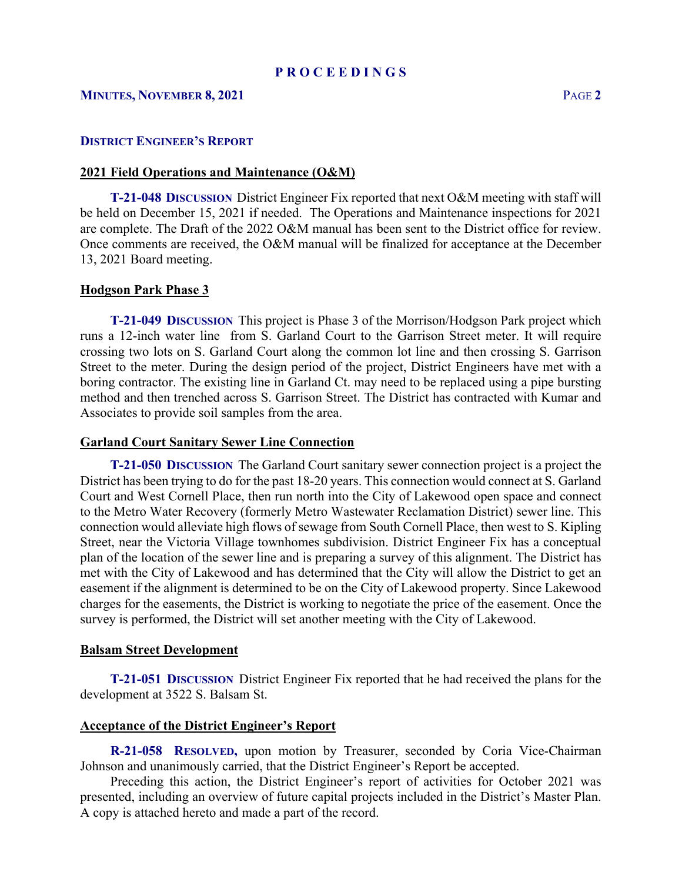## DISTRICT ENGINEER'S REPORT

### 2021 Field Operations and Maintenance (O&M)

**T-21-048 DISCUSSION** District Engineer Fix reported that next O&M meeting with staff will be held on December 15, 2021 if needed. The Operations and Maintenance inspections for 2021 are complete. The Draft of the 2022 O&M manual has been sent to the District office for review. Once comments are received, the O&M manual will be finalized for acceptance at the December 13, 2021 Board meeting.

### Hodgson Park Phase 3

**T-21-049 DISCUSSION** This project is Phase 3 of the Morrison/Hodgson Park project which runs a 12-inch water line from S. Garland Court to the Garrison Street meter. It will require crossing two lots on S. Garland Court along the common lot line and then crossing S. Garrison Street to the meter. During the design period of the project, District Engineers have met with a boring contractor. The existing line in Garland Ct. may need to be replaced using a pipe bursting method and then trenched across S. Garrison Street. The District has contracted with Kumar and Associates to provide soil samples from the area.

### Garland Court Sanitary Sewer Line Connection

**T-21-050 DISCUSSION** The Garland Court sanitary sewer connection project is a project the District has been trying to do for the past 18-20 years. This connection would connect at S. Garland Court and West Cornell Place, then run north into the City of Lakewood open space and connect to the Metro Water Recovery (formerly Metro Wastewater Reclamation District) sewer line. This connection would alleviate high flows of sewage from South Cornell Place, then west to S. Kipling Street, near the Victoria Village townhomes subdivision. District Engineer Fix has a conceptual plan of the location of the sewer line and is preparing a survey of this alignment. The District has met with the City of Lakewood and has determined that the City will allow the District to get an easement if the alignment is determined to be on the City of Lakewood property. Since Lakewood charges for the easements, the District is working to negotiate the price of the easement. Once the survey is performed, the District will set another meeting with the City of Lakewood.

### Balsam Street Development

**T-21-051 DISCUSSION** District Engineer Fix reported that he had received the plans for the development at 3522 S. Balsam St.

### Acceptance of the District Engineer's Report

**R-21-058 RESOLVED,** upon motion by Treasurer, seconded by Coria Vice-Chairman Johnson and unanimously carried, that the District Engineer's Report be accepted.

Preceding this action, the District Engineer's report of activities for October 2021 was presented, including an overview of future capital projects included in the District's Master Plan. A copy is attached hereto and made a part of the record.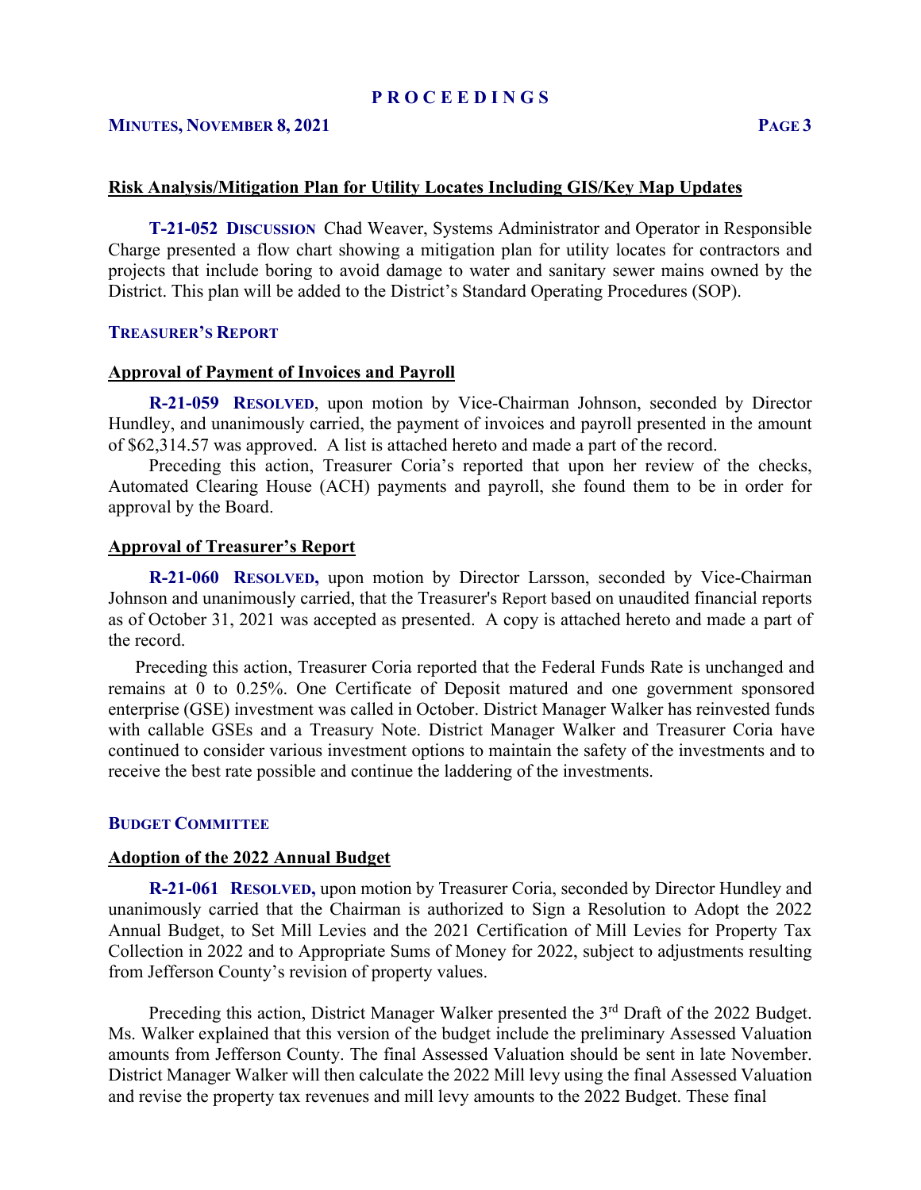**Risk Analysis/Mitigation Plan for Utility Locates Including GIS/Key Map Updates**

**T-21-052 DISCUSSION** Chad Weaver, Systems Administrator and Operator in Responsible Charge presented a flow chart showing a mitigation plan for utility locates for contractors and projects that include boring to avoid damage to water and sanitary sewer mains owned by the District. This plan will be added to the District's Standard Operating Procedures (SOP).

## TREASURER'S REPORT

**Approval of Payment of Invoices and Payroll**

**R-21-059 RESOLVED**, upon motion by Vice-Chairman Johnson, seconded by Director Hundley, and unanimously carried, the payment of invoices and payroll presented in the amount of $62,314.57 was approved. A list is attached hereto and made a part of the record.

Preceding this action, Treasurer Coria's reported that upon her review of the checks, Automated Clearing House (ACH) payments and payroll, she found them to be in order for approval by the Board.

**Approval of Treasurer's Report**

**R-21-060 RESOLVED,** upon motion by Director Larsson, seconded by Vice-Chairman Johnson and unanimously carried, that the Treasurer's Report based on unaudited financial reports as of October 31, 2021 was accepted as presented. A copy is attached hereto and made a part of the record.

Preceding this action, Treasurer Coria reported that the Federal Funds Rate is unchanged and remains at 0 to 0.25%. One Certificate of Deposit matured and one government sponsored enterprise (GSE) investment was called in October. District Manager Walker has reinvested funds with callable GSEs and a Treasury Note. District Manager Walker and Treasurer Coria have continued to consider various investment options to maintain the safety of the investments and to receive the best rate possible and continue the laddering of the investments.

## BUDGET COMMITTEE

**Adoption of the 2022 Annual Budget**

**R-21-061 RESOLVED,** upon motion by Treasurer Coria, seconded by Director Hundley and unanimously carried that the Chairman is authorized to Sign a Resolution to Adopt the 2022 Annual Budget, to Set Mill Levies and the 2021 Certification of Mill Levies for Property Tax Collection in 2022 and to Appropriate Sums of Money for 2022, subject to adjustments resulting from Jefferson County's revision of property values.

Preceding this action, District Manager Walker presented the 3rd Draft of the 2022 Budget. Ms. Walker explained that this version of the budget include the preliminary Assessed Valuation amounts from Jefferson County. The final Assessed Valuation should be sent in late November. District Manager Walker will then calculate the 2022 Mill levy using the final Assessed Valuation and revise the property tax revenues and mill levy amounts to the 2022 Budget. These final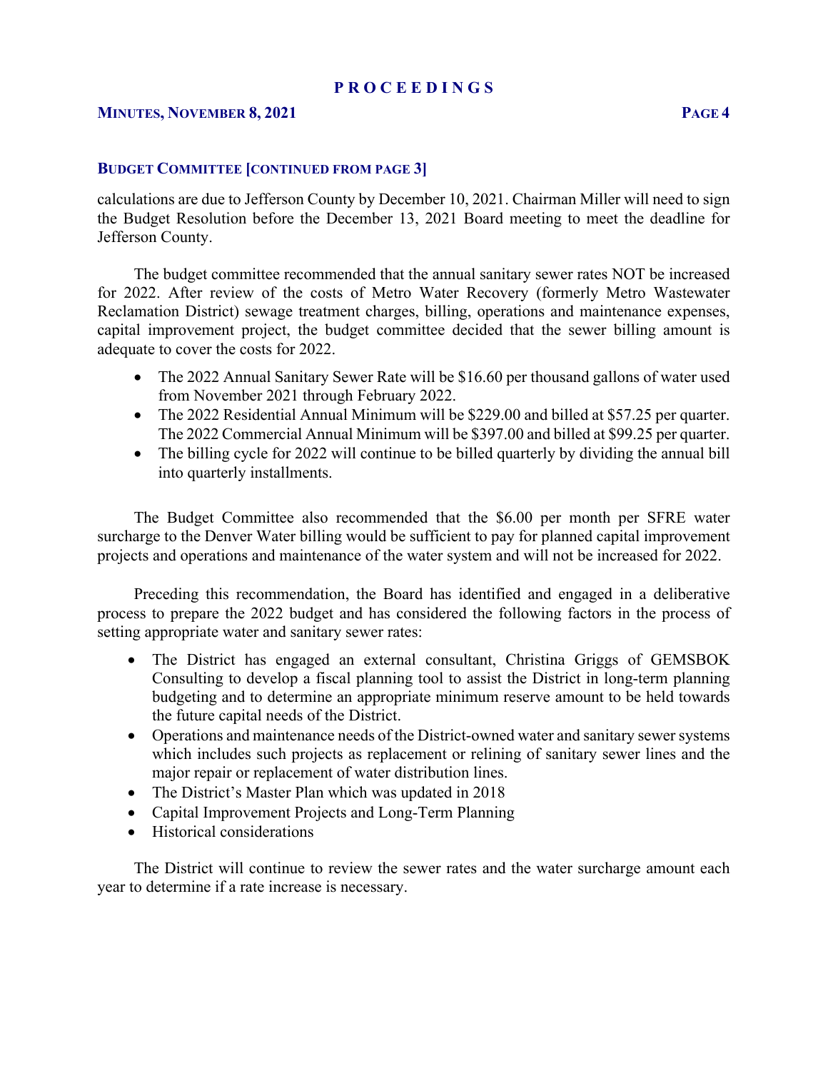### BUDGET COMMITTEE [CONTINUED FROM PAGE 3]

calculations are due to Jefferson County by December 10, 2021. Chairman Miller will need to sign the Budget Resolution before the December 13, 2021 Board meeting to meet the deadline for Jefferson County.

The budget committee recommended that the annual sanitary sewer rates NOT be increased for 2022. After review of the costs of Metro Water Recovery (formerly Metro Wastewater Reclamation District) sewage treatment charges, billing, operations and maintenance expenses, capital improvement project, the budget committee decided that the sewer billing amount is adequate to cover the costs for 2022.

- The 2022 Annual Sanitary Sewer Rate will be $16.60 per thousand gallons of water used from November 2021 through February 2022.
- The 2022 Residential Annual Minimum will be $229.00 and billed at $57.25 per quarter. The 2022 Commercial Annual Minimum will be $397.00 and billed at $99.25 per quarter.
- The billing cycle for 2022 will continue to be billed quarterly by dividing the annual bill into quarterly installments.

The Budget Committee also recommended that the $6.00 per month per SFRE water surcharge to the Denver Water billing would be sufficient to pay for planned capital improvement projects and operations and maintenance of the water system and will not be increased for 2022.

Preceding this recommendation, the Board has identified and engaged in a deliberative process to prepare the 2022 budget and has considered the following factors in the process of setting appropriate water and sanitary sewer rates:

- The District has engaged an external consultant, Christina Griggs of GEMSBOK Consulting to develop a fiscal planning tool to assist the District in long-term planning budgeting and to determine an appropriate minimum reserve amount to be held towards the future capital needs of the District.
- Operations and maintenance needs of the District-owned water and sanitary sewer systems which includes such projects as replacement or relining of sanitary sewer lines and the major repair or replacement of water distribution lines.
- The District's Master Plan which was updated in 2018
- Capital Improvement Projects and Long-Term Planning
- Historical considerations

The District will continue to review the sewer rates and the water surcharge amount each year to determine if a rate increase is necessary.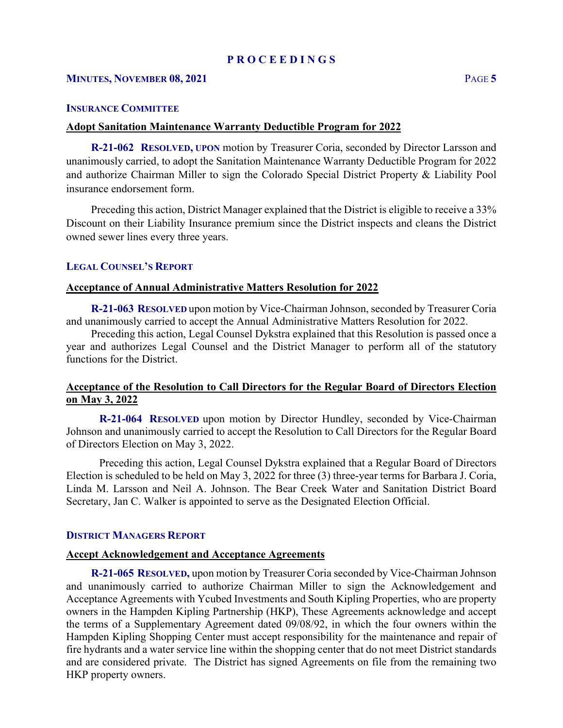### INSURANCE COMMITTEE

**Adopt Sanitation Maintenance Warranty Deductible Program for 2022**

**R-21-062 RESOLVED, UPON** motion by Treasurer Coria, seconded by Director Larsson and unanimously carried, to adopt the Sanitation Maintenance Warranty Deductible Program for 2022 and authorize Chairman Miller to sign the Colorado Special District Property & Liability Pool insurance endorsement form.

Preceding this action, District Manager explained that the District is eligible to receive a 33% Discount on their Liability Insurance premium since the District inspects and cleans the District owned sewer lines every three years.

### LEGAL COUNSEL'S REPORT

**Acceptance of Annual Administrative Matters Resolution for 2022**

**R-21-063 RESOLVED** upon motion by Vice-Chairman Johnson, seconded by Treasurer Coria and unanimously carried to accept the Annual Administrative Matters Resolution for 2022.

Preceding this action, Legal Counsel Dykstra explained that this Resolution is passed once a year and authorizes Legal Counsel and the District Manager to perform all of the statutory functions for the District.

**Acceptance of the Resolution to Call Directors for the Regular Board of Directors Election on May 3, 2022**

**R-21-064 RESOLVED** upon motion by Director Hundley, seconded by Vice-Chairman Johnson and unanimously carried to accept the Resolution to Call Directors for the Regular Board of Directors Election on May 3, 2022.

Preceding this action, Legal Counsel Dykstra explained that a Regular Board of Directors Election is scheduled to be held on May 3, 2022 for three (3) three-year terms for Barbara J. Coria, Linda M. Larsson and Neil A. Johnson. The Bear Creek Water and Sanitation District Board Secretary, Jan C. Walker is appointed to serve as the Designated Election Official.

### DISTRICT MANAGERS REPORT

**Accept Acknowledgement and Acceptance Agreements**

**R-21-065 RESOLVED,** upon motion by Treasurer Coria seconded by Vice-Chairman Johnson and unanimously carried to authorize Chairman Miller to sign the Acknowledgement and Acceptance Agreements with Ycubed Investments and South Kipling Properties, who are property owners in the Hampden Kipling Partnership (HKP), These Agreements acknowledge and accept the terms of a Supplementary Agreement dated 09/08/92, in which the four owners within the Hampden Kipling Shopping Center must accept responsibility for the maintenance and repair of fire hydrants and a water service line within the shopping center that do not meet District standards and are considered private. The District has signed Agreements on file from the remaining two HKP property owners.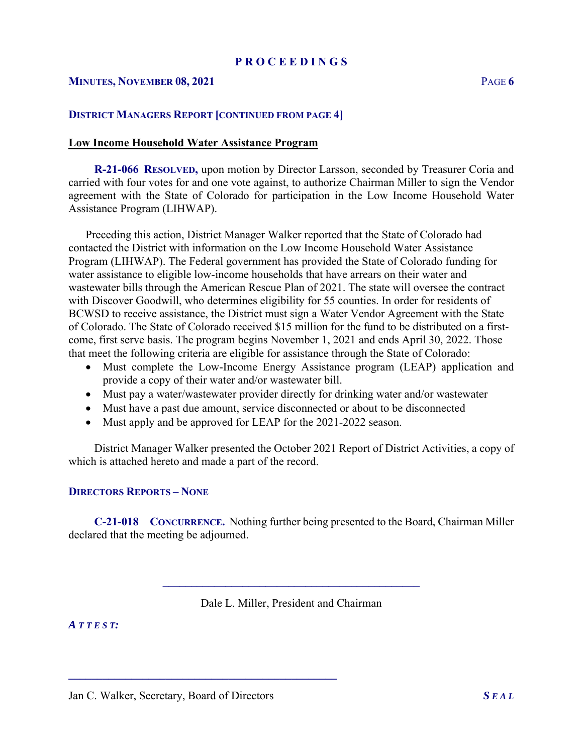**DISTRICT MANAGERS REPORT [CONTINUED FROM PAGE 4]**

**Low Income Household Water Assistance Program**

**R-21-066 RESOLVED,** upon motion by Director Larsson, seconded by Treasurer Coria and carried with four votes for and one vote against, to authorize Chairman Miller to sign the Vendor agreement with the State of Colorado for participation in the Low Income Household Water Assistance Program (LIHWAP).

Preceding this action, District Manager Walker reported that the State of Colorado had contacted the District with information on the Low Income Household Water Assistance Program (LIHWAP). The Federal government has provided the State of Colorado funding for water assistance to eligible low-income households that have arrears on their water and wastewater bills through the American Rescue Plan of 2021. The state will oversee the contract with Discover Goodwill, who determines eligibility for 55 counties. In order for residents of BCWSD to receive assistance, the District must sign a Water Vendor Agreement with the State of Colorado. The State of Colorado received $15 million for the fund to be distributed on a first-come, first serve basis. The program begins November 1, 2021 and ends April 30, 2022. Those that meet the following criteria are eligible for assistance through the State of Colorado:

- Must complete the Low-Income Energy Assistance program (LEAP) application and provide a copy of their water and/or wastewater bill.
- Must pay a water/wastewater provider directly for drinking water and/or wastewater
- Must have a past due amount, service disconnected or about to be disconnected
- Must apply and be approved for LEAP for the 2021-2022 season.

District Manager Walker presented the October 2021 Report of District Activities, a copy of which is attached hereto and made a part of the record.

**DIRECTORS REPORTS – NONE**

**C-21-018 CONCURRENCE.** Nothing further being presented to the Board, Chairman Miller declared that the meeting be adjourned.

\_\_\_\_\_\_\_\_\_\_\_\_\_\_\_\_\_\_\_\_\_\_\_\_\_\_\_\_\_\_\_\_\_\_\_\_\_\_\_\_

Dale L. Miller, President and Chairman

***ATTEST:***

\_\_\_\_\_\_\_\_\_\_\_\_\_\_\_\_\_\_\_\_\_\_\_\_\_\_\_\_\_\_\_\_\_\_\_\_\_\_\_\_

Jan C. Walker, Secretary, Board of Directors

***SEAL***